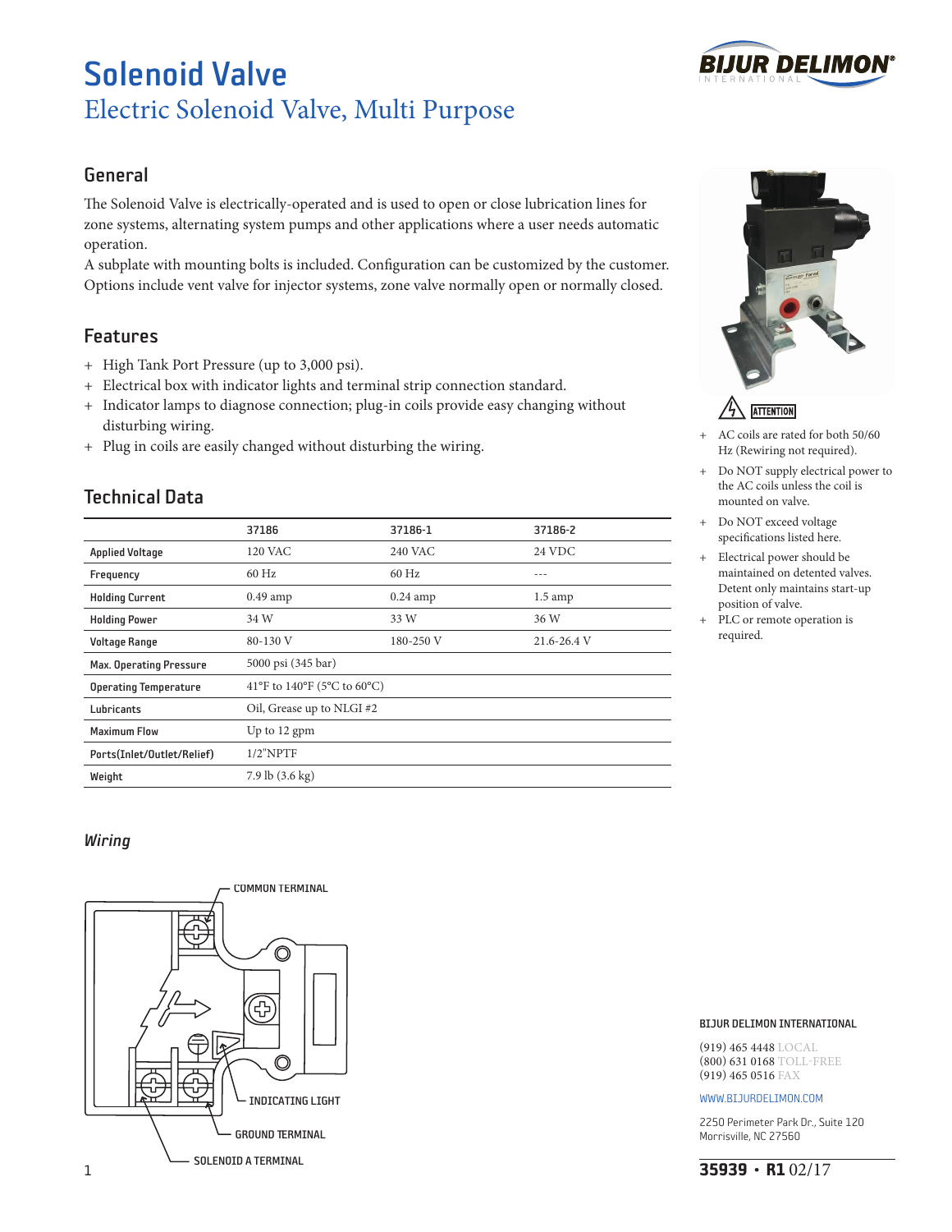# Solenoid Valve

## Electric Solenoid Valve, Multi Purpose

## General

The Solenoid Valve is electrically-operated and is used to open or close lubrication lines for zone systems, alternating system pumps and other applications where a user needs automatic operation.

A subplate with mounting bolts is included. Configuration can be customized by the customer. Options include vent valve for injector systems, zone valve normally open or normally closed.

## Features

- High Tank Port Pressure (up to 3,000 psi).
- Electrical box with indicator lights and terminal strip connection standard.
- Indicator lamps to diagnose connection; plug-in coils provide easy changing without disturbing wiring.
- Plug in coils are easily changed without disturbing the wiring.

## Technical Data

| | 37186 | 37186-1 | 37186-2 |
|---|---|---|---|
| **Applied Voltage** | 120 VAC | 240 VAC | 24 VDC |
| **Frequency** | 60 Hz | 60 Hz | --- |
| **Holding Current** | 0.49 amp | 0.24 amp | 1.5 amp |
| **Holding Power** | 34 W | 33 W | 36 W |
| **Voltage Range** | 80-130 V | 180-250 V | 21.6-26.4 V |
| **Max. Operating Pressure** | 5000 psi (345 bar) | | |
| **Operating Temperature** | 41°F to 140°F (5°C to 60°C) | | |
| **Lubricants** | Oil, Grease up to NLGI #2 | | |
| **Maximum Flow** | Up to 12 gpm | | |
| **Ports(Inlet/Outlet/Relief)** | 1/2"NPTF | | |
| **Weight** | 7.9 lb (3.6 kg) | | |

**ATTENTION**

- AC coils are rated for both 50/60 Hz (Rewiring not required).
- Do NOT supply electrical power to the AC coils unless the coil is mounted on valve.
- Do NOT exceed voltage specifications listed here.
- Electrical power should be maintained on detented valves. Detent only maintains start-up position of valve.
- PLC or remote operation is required.

### *Wiring*

COMMON TERMINAL

INDICATING LIGHT

GROUND TERMINAL

SOLENOID A TERMINAL

BIJUR DELIMON INTERNATIONAL

(919) 465 4448 LOCAL
(800) 631 0168 TOLL-FREE
(919) 465 0516 FAX

WWW.BIJURDELIMON.COM

2250 Perimeter Park Dr., Suite 120
Morrisville, NC 27560

**35939 • R1** 02/17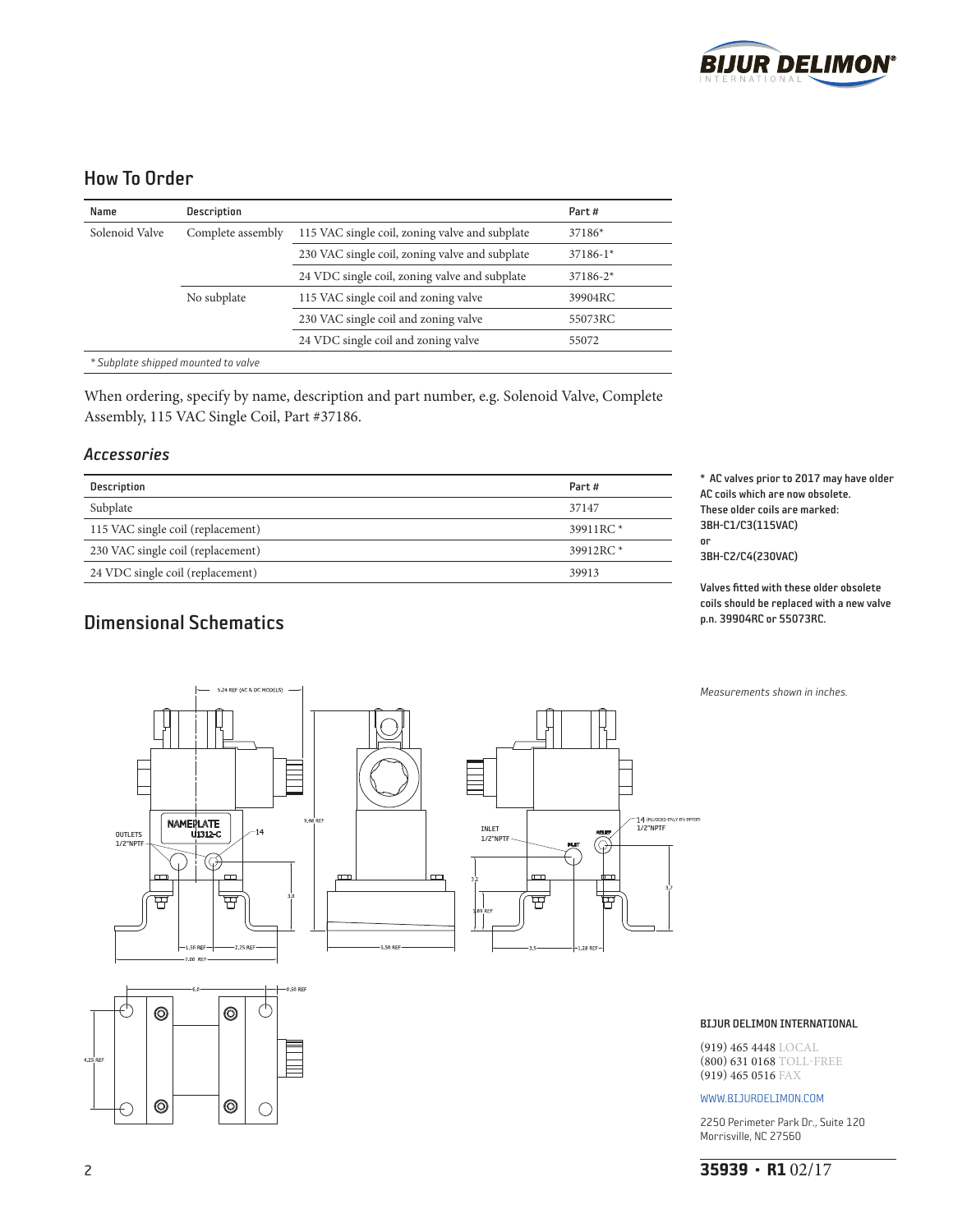## How To Order

| Name | Description | | Part # |
|---|---|---|---|
| Solenoid Valve | Complete assembly | 115 VAC single coil, zoning valve and subplate | 37186* |
| | | 230 VAC single coil, zoning valve and subplate | 37186-1* |
| | | 24 VDC single coil, zoning valve and subplate | 37186-2* |
| | No subplate | 115 VAC single coil and zoning valve | 39904RC |
| | | 230 VAC single coil and zoning valve | 55073RC |
| | | 24 VDC single coil and zoning valve | 55072 |

*\* Subplate shipped mounted to valve*

When ordering, specify by name, description and part number, e.g. Solenoid Valve, Complete Assembly, 115 VAC Single Coil, Part #37186.

### *Accessories*

| Description | Part # |
|---|---|
| Subplate | 37147 |
| 115 VAC single coil (replacement) | 39911RC * |
| 230 VAC single coil (replacement) | 39912RC * |
| 24 VDC single coil (replacement) | 39913 |

**\* AC valves prior to 2017 may have older AC coils which are now obsolete. These older coils are marked: 3BH-C1/C3(115VAC) or 3BH-C2/C4(230VAC)**

**Valves fitted with these older obsolete coils should be replaced with a new valve p.n. 39904RC or 55073RC.**

## Dimensional Schematics

*Measurements shown in inches.*

5.24 REF (AC & DC MODELS)
NAMEPLATE U1312-C
OUTLETS 1/2"NPTF
14
9.48 REF
3.0
1.50 REF
2.75 REF
7.00 REF
5.50 REF
INLET 1/2"NPTF
INLET
RELIEF
14 (PLUGGED ONLY ON OPTION) 1/2"NPTF
3.2
3.7
1.69 REF
3.5
1.28 REF
6.0
0.50 REF
4.25 REF

BIJUR DELIMON INTERNATIONAL

(919) 465 4448 LOCAL
(800) 631 0168 TOLL-FREE
(919) 465 0516 FAX

WWW.BIJURDELIMON.COM

2250 Perimeter Park Dr., Suite 120
Morrisville, NC 27560

**35939 • R1** 02/17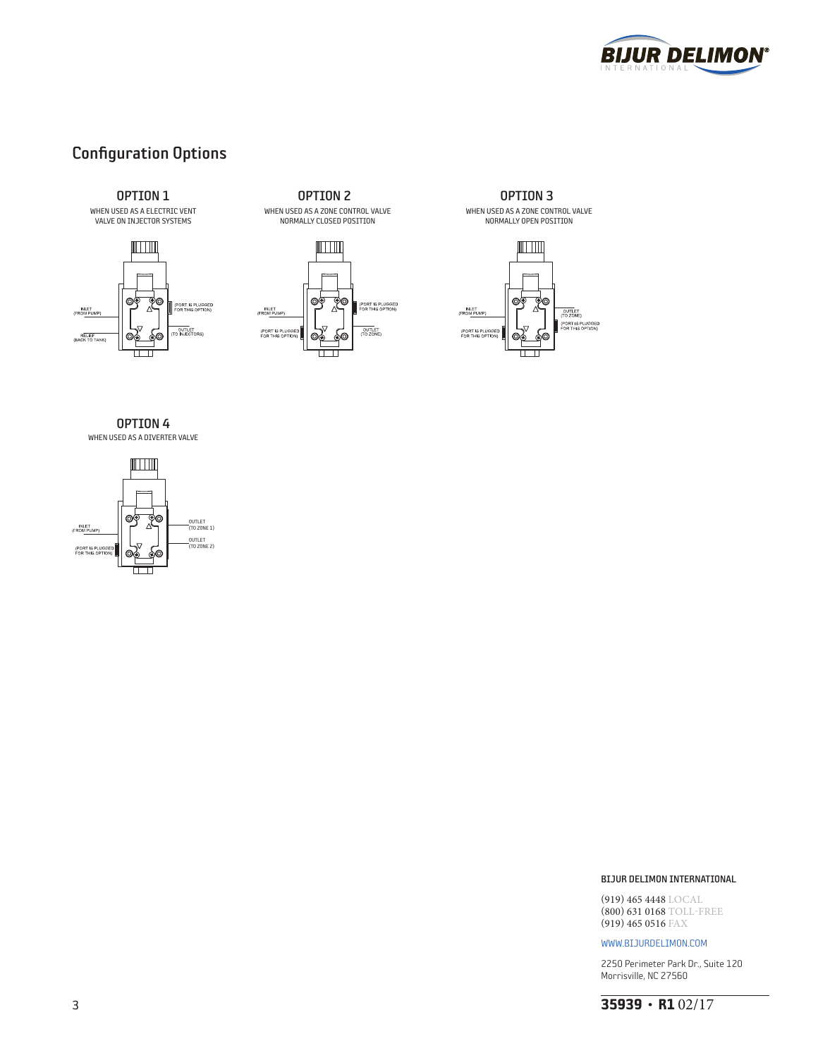## Configuration Options

### OPTION 1

WHEN USED AS A ELECTRIC VENT VALVE ON INJECTOR SYSTEMS

INLET (FROM PUMP)

RELIEF (BACK TO TANK)

(PORT IS PLUGGED FOR THIS OPTION)

OUTLET (TO INJECTORS)

### OPTION 2

WHEN USED AS A ZONE CONTROL VALVE NORMALLY CLOSED POSITION

INLET (FROM PUMP)

(PORT IS PLUGGED FOR THIS OPTION)

(PORT IS PLUGGED FOR THIS OPTION)

OUTLET (TO ZONE)

### OPTION 3

WHEN USED AS A ZONE CONTROL VALVE NORMALLY OPEN POSITION

INLET (FROM PUMP)

(PORT IS PLUGGED FOR THIS OPTION)

OUTLET (TO ZONE)

(PORT IS PLUGGED FOR THIS OPTION)

### OPTION 4

WHEN USED AS A DIVERTER VALVE

INLET (FROM PUMP)

(PORT IS PLUGGED FOR THIS OPTION)

OUTLET (TO ZONE 1)

OUTLET (TO ZONE 2)

**BIJUR DELIMON INTERNATIONAL**

(919) 465 4448 LOCAL
(800) 631 0168 TOLL-FREE
(919) 465 0516 FAX

WWW.BIJURDELIMON.COM

2250 Perimeter Park Dr., Suite 120
Morrisville, NC 27560

**35939 • R1** 02/17